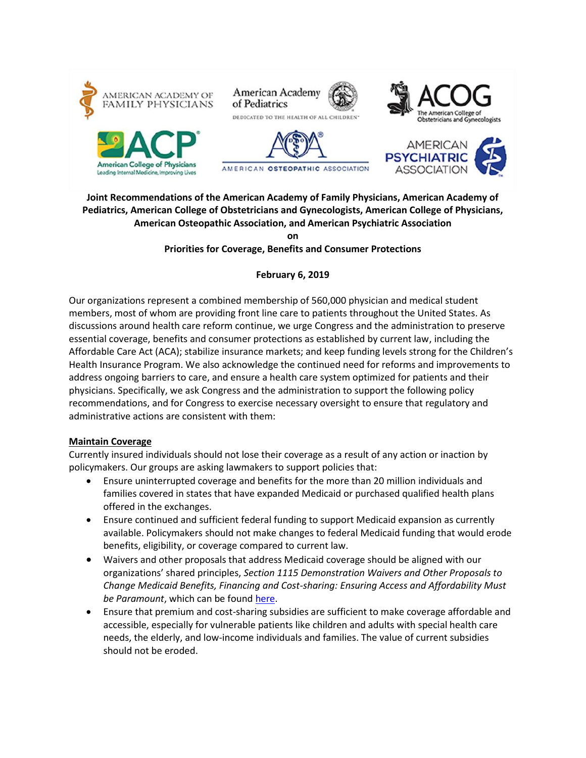**Joint Recommendations of the American Academy of Family Physicians, American Academy of Pediatrics, American College of Obstetricians and Gynecologists, American College of Physicians, American Osteopathic Association, and American Psychiatric Association**

**on**

**Priorities for Coverage, Benefits and Consumer Protections**

**February 6, 2019**

Our organizations represent a combined membership of 560,000 physician and medical student members, most of whom are providing front line care to patients throughout the United States. As discussions around health care reform continue, we urge Congress and the administration to preserve essential coverage, benefits and consumer protections as established by current law, including the Affordable Care Act (ACA); stabilize insurance markets; and keep funding levels strong for the Children's Health Insurance Program. We also acknowledge the continued need for reforms and improvements to address ongoing barriers to care, and ensure a health care system optimized for patients and their physicians. Specifically, we ask Congress and the administration to support the following policy recommendations, and for Congress to exercise necessary oversight to ensure that regulatory and administrative actions are consistent with them:

**Maintain Coverage**

Currently insured individuals should not lose their coverage as a result of any action or inaction by policymakers. Our groups are asking lawmakers to support policies that:

- Ensure uninterrupted coverage and benefits for the more than 20 million individuals and families covered in states that have expanded Medicaid or purchased qualified health plans offered in the exchanges.
- Ensure continued and sufficient federal funding to support Medicaid expansion as currently available. Policymakers should not make changes to federal Medicaid funding that would erode benefits, eligibility, or coverage compared to current law.
- Waivers and other proposals that address Medicaid coverage should be aligned with our organizations' shared principles, *Section 1115 Demonstration Waivers and Other Proposals to Change Medicaid Benefits, Financing and Cost-sharing: Ensuring Access and Affordability Must be Paramount*, which can be found here.
- Ensure that premium and cost-sharing subsidies are sufficient to make coverage affordable and accessible, especially for vulnerable patients like children and adults with special health care needs, the elderly, and low-income individuals and families. The value of current subsidies should not be eroded.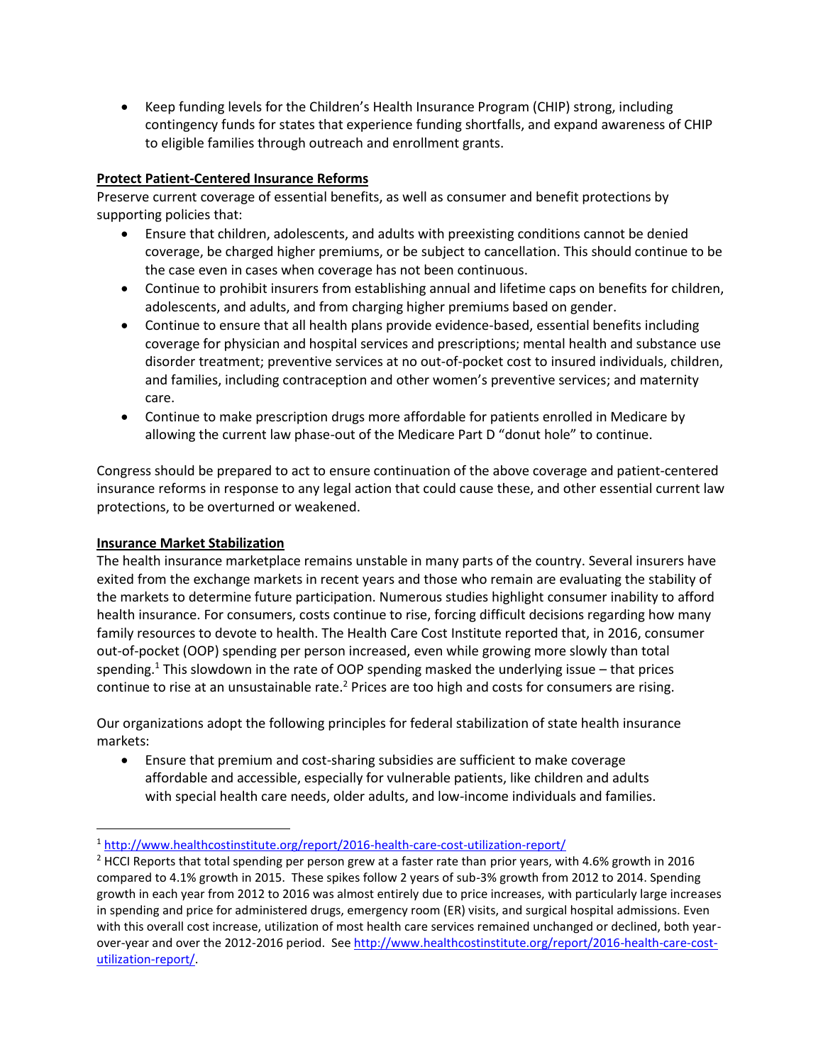- Keep funding levels for the Children's Health Insurance Program (CHIP) strong, including contingency funds for states that experience funding shortfalls, and expand awareness of CHIP to eligible families through outreach and enrollment grants.

**Protect Patient-Centered Insurance Reforms**

Preserve current coverage of essential benefits, as well as consumer and benefit protections by supporting policies that:

- Ensure that children, adolescents, and adults with preexisting conditions cannot be denied coverage, be charged higher premiums, or be subject to cancellation. This should continue to be the case even in cases when coverage has not been continuous.
- Continue to prohibit insurers from establishing annual and lifetime caps on benefits for children, adolescents, and adults, and from charging higher premiums based on gender.
- Continue to ensure that all health plans provide evidence-based, essential benefits including coverage for physician and hospital services and prescriptions; mental health and substance use disorder treatment; preventive services at no out-of-pocket cost to insured individuals, children, and families, including contraception and other women's preventive services; and maternity care.
- Continue to make prescription drugs more affordable for patients enrolled in Medicare by allowing the current law phase-out of the Medicare Part D "donut hole" to continue.

Congress should be prepared to act to ensure continuation of the above coverage and patient-centered insurance reforms in response to any legal action that could cause these, and other essential current law protections, to be overturned or weakened.

**Insurance Market Stabilization**

The health insurance marketplace remains unstable in many parts of the country. Several insurers have exited from the exchange markets in recent years and those who remain are evaluating the stability of the markets to determine future participation. Numerous studies highlight consumer inability to afford health insurance. For consumers, costs continue to rise, forcing difficult decisions regarding how many family resources to devote to health. The Health Care Cost Institute reported that, in 2016, consumer out-of-pocket (OOP) spending per person increased, even while growing more slowly than total spending.[1] This slowdown in the rate of OOP spending masked the underlying issue – that prices continue to rise at an unsustainable rate.[2] Prices are too high and costs for consumers are rising.

Our organizations adopt the following principles for federal stabilization of state health insurance markets:

- Ensure that premium and cost-sharing subsidies are sufficient to make coverage affordable and accessible, especially for vulnerable patients, like children and adults with special health care needs, older adults, and low-income individuals and families.

---

[1] http://www.healthcostinstitute.org/report/2016-health-care-cost-utilization-report/

[2] HCCI Reports that total spending per person grew at a faster rate than prior years, with 4.6% growth in 2016 compared to 4.1% growth in 2015. These spikes follow 2 years of sub-3% growth from 2012 to 2014. Spending growth in each year from 2012 to 2016 was almost entirely due to price increases, with particularly large increases in spending and price for administered drugs, emergency room (ER) visits, and surgical hospital admissions. Even with this overall cost increase, utilization of most health care services remained unchanged or declined, both year-over-year and over the 2012-2016 period. See http://www.healthcostinstitute.org/report/2016-health-care-cost-utilization-report/.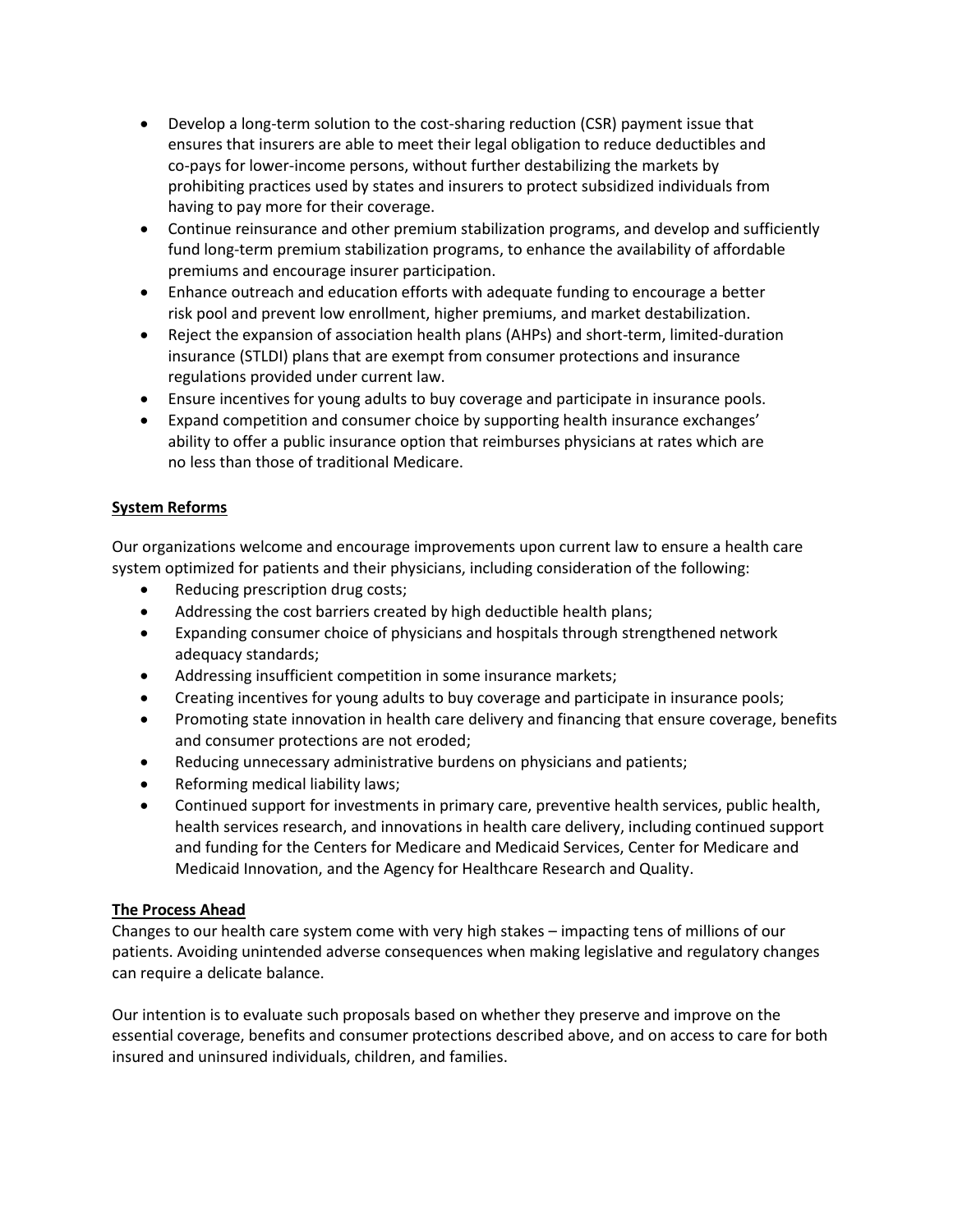- Develop a long-term solution to the cost-sharing reduction (CSR) payment issue that ensures that insurers are able to meet their legal obligation to reduce deductibles and co-pays for lower-income persons, without further destabilizing the markets by prohibiting practices used by states and insurers to protect subsidized individuals from having to pay more for their coverage.
- Continue reinsurance and other premium stabilization programs, and develop and sufficiently fund long-term premium stabilization programs, to enhance the availability of affordable premiums and encourage insurer participation.
- Enhance outreach and education efforts with adequate funding to encourage a better risk pool and prevent low enrollment, higher premiums, and market destabilization.
- Reject the expansion of association health plans (AHPs) and short-term, limited-duration insurance (STLDI) plans that are exempt from consumer protections and insurance regulations provided under current law.
- Ensure incentives for young adults to buy coverage and participate in insurance pools.
- Expand competition and consumer choice by supporting health insurance exchanges' ability to offer a public insurance option that reimburses physicians at rates which are no less than those of traditional Medicare.

**System Reforms**

Our organizations welcome and encourage improvements upon current law to ensure a health care system optimized for patients and their physicians, including consideration of the following:

- Reducing prescription drug costs;
- Addressing the cost barriers created by high deductible health plans;
- Expanding consumer choice of physicians and hospitals through strengthened network adequacy standards;
- Addressing insufficient competition in some insurance markets;
- Creating incentives for young adults to buy coverage and participate in insurance pools;
- Promoting state innovation in health care delivery and financing that ensure coverage, benefits and consumer protections are not eroded;
- Reducing unnecessary administrative burdens on physicians and patients;
- Reforming medical liability laws;
- Continued support for investments in primary care, preventive health services, public health, health services research, and innovations in health care delivery, including continued support and funding for the Centers for Medicare and Medicaid Services, Center for Medicare and Medicaid Innovation, and the Agency for Healthcare Research and Quality.

**The Process Ahead**

Changes to our health care system come with very high stakes – impacting tens of millions of our patients. Avoiding unintended adverse consequences when making legislative and regulatory changes can require a delicate balance.

Our intention is to evaluate such proposals based on whether they preserve and improve on the essential coverage, benefits and consumer protections described above, and on access to care for both insured and uninsured individuals, children, and families.